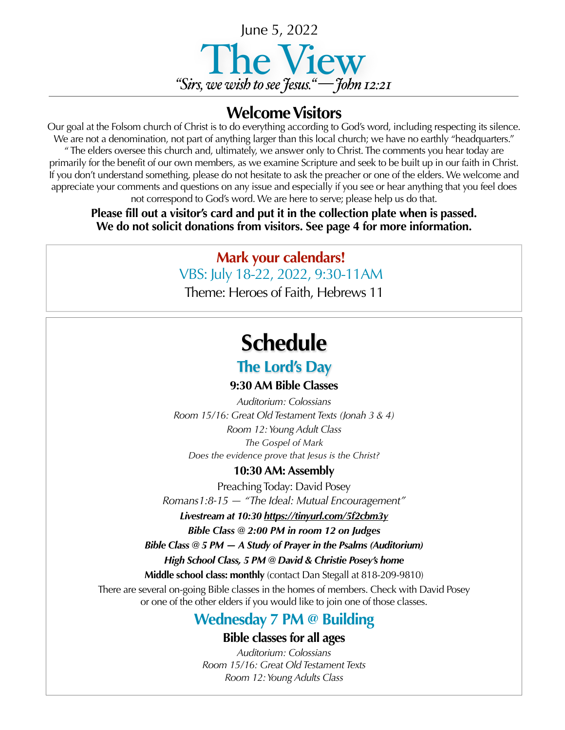June 5, 2022

# The View

*“Sirs, we wish to see Jesus.“—John 12:21*

## Welcome Visitors

Our goal at the Folsom church of Christ is to do everything according to God’s word, including respecting its silence. We are not a denomination, not part of anything larger than this local church; we have no earthly “headquarters.” ” The elders oversee this church and, ultimately, we answer only to Christ. The comments you hear today are primarily for the benefit of our own members, as we examine Scripture and seek to be built up in our faith in Christ. If you don’t understand something, please do not hesitate to ask the preacher or one of the elders. We welcome and appreciate your comments and questions on any issue and especially if you see or hear anything that you feel does not correspond to God’s word. We are here to serve; please help us do that.

**Please fill out a visitor’s card and put it in the collection plate when is passed. We do not solicit donations from visitors. See page 4 for more information.**

**Mark your calendars!**

VBS: July 18-22, 2022, 9:30-11AM

Theme: Heroes of Faith, Hebrews 11

# Schedule

## The Lord’s Day

### 9:30 AM Bible Classes

*Auditorium: Colossians*

*Room 15/16: Great Old Testament Texts (Jonah 3 & 4)*

*Room 12: Young Adult Class*

*The Gospel of Mark*

*Does the evidence prove that Jesus is the Christ?*

### 10:30 AM: Assembly

Preaching Today: David Posey

*Romans1:8-15 — “The Ideal: Mutual Encouragement”*

***Livestream at 10:30 https://tinyurl.com/5f2cbm3y***

***Bible Class @ 2:00 PM in room 12 on Judges***

***Bible Class @ 5 PM — A Study of Prayer in the Psalms (Auditorium)***

***High School Class, 5 PM @ David & Christie Posey’s home***

**Middle school class: monthly** (contact Dan Stegall at 818-209-9810)

There are several on-going Bible classes in the homes of members. Check with David Posey or one of the other elders if you would like to join one of those classes.

## Wednesday 7 PM @ Building

### Bible classes for all ages

*Auditorium: Colossians*

*Room 15/16: Great Old Testament Texts*

*Room 12: Young Adults Class*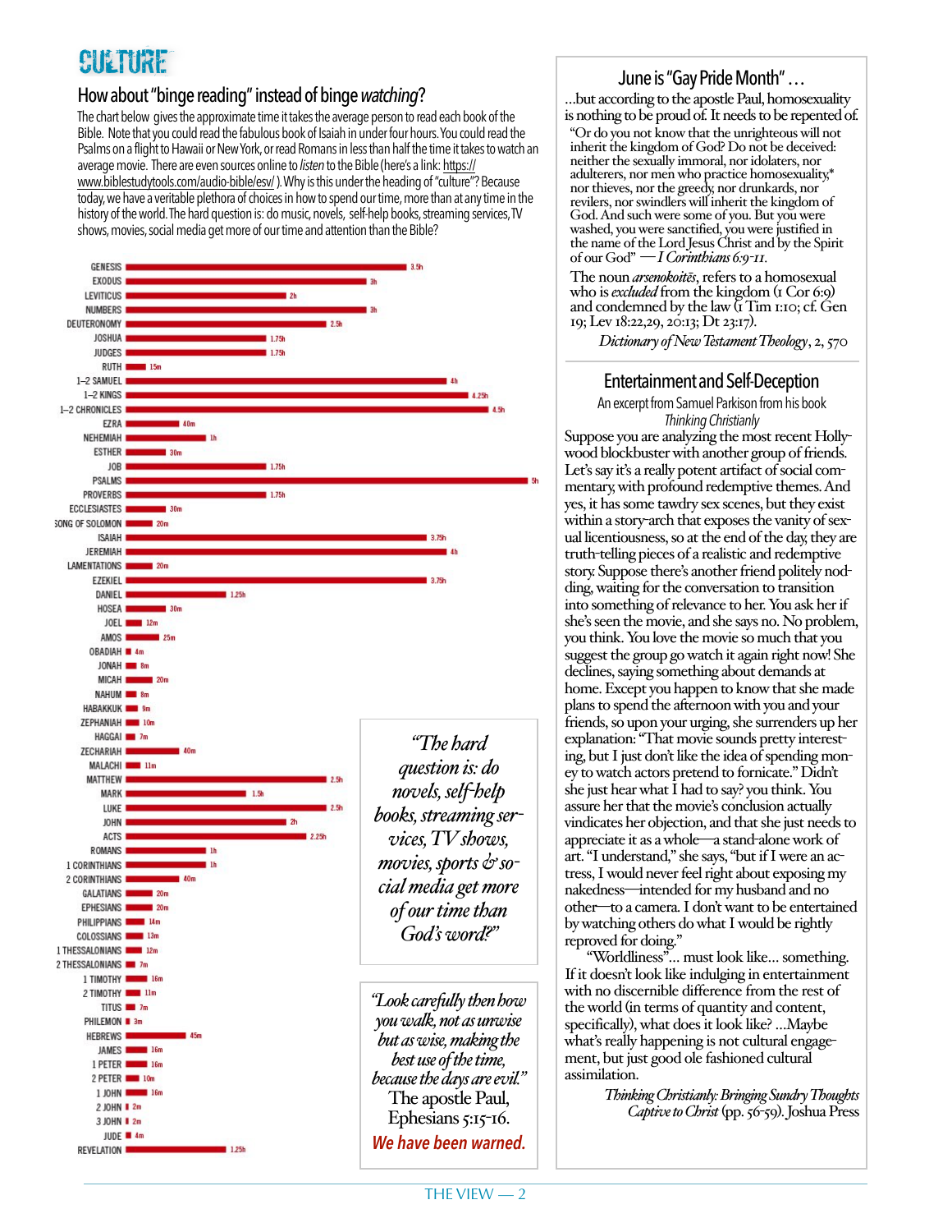# CULTURE

## How about "binge reading" instead of binge *watching*?

The chart below gives the approximate time it takes the average person to read each book of the Bible. Note that you could read the fabulous book of Isaiah in under four hours. You could read the Psalms on a flight to Hawaii or New York, or read Romans in less than half the time it takes to watch an average movie. There are even sources online to *listen* to the Bible (here's a link: https://www.biblestudytools.com/audio-bible/esv/ ). Why is this under the heading of "culture"? Because today, we have a veritable plethora of choices in how to spend our time, more than at any time in the history of the world. The hard question is: do music, novels, self-help books, streaming services, TV shows, movies, social media get more of our time and attention than the Bible?

GENESIS 3.5h
EXODUS 3h
LEVITICUS 2h
NUMBERS 3h
DEUTERONOMY 2.5h
JOSHUA 1.75h
JUDGES 1.75h
RUTH 15m
1–2 SAMUEL 4h
1–2 KINGS 4.25h
1–2 CHRONICLES 4.5h
EZRA 40m
NEHEMIAH 1h
ESTHER 30m
JOB 1.75h
PSALMS 5h
PROVERBS 1.75h
ECCLESIASTES 30m
SONG OF SOLOMON 20m
ISAIAH 3.75h
JEREMIAH 4h
LAMENTATIONS 20m
EZEKIEL 3.75h
DANIEL 1.25h
HOSEA 30m
JOEL 12m
AMOS 25m
OBADIAH 4m
JONAH 8m
MICAH 20m
NAHUM 8m
HABAKKUK 9m
ZEPHANIAH 10m
HAGGAI 7m
ZECHARIAH 40m
MALACHI 11m
MATTHEW 2.5h
MARK 1.5h
LUKE 2.5h
JOHN 2h
ACTS 2.25h
ROMANS 1h
1 CORINTHIANS 1h
2 CORINTHIANS 40m
GALATIANS 20m
EPHESIANS 20m
PHILIPPIANS 14m
COLOSSIANS 13m
1 THESSALONIANS 12m
2 THESSALONIANS 7m
1 TIMOTHY 16m
2 TIMOTHY 11m
TITUS 7m
PHILEMON 3m
HEBREWS 45m
JAMES 16m
1 PETER 16m
2 PETER 10m
1 JOHN 16m
2 JOHN 2m
3 JOHN 2m
JUDE 4m
REVELATION 1.25h

> *"The hard question is: do novels, self-help books, streaming services, TV shows, movies, sports & social media get more of our time than God's word?"*

> *"Look carefully then how you walk, not as unwise but as wise, making the best use of the time, because the days are evil."*
> The apostle Paul, Ephesians 5:15-16.
> **We have been warned.**

## June is "Gay Pride Month"...

...but according to the apostle Paul, homosexuality is nothing to be proud of. It needs to be repented of.

"Or do you not know that the unrighteous will not inherit the kingdom of God? Do not be deceived: neither the sexually immoral, nor idolaters, nor adulterers, nor men who practice homosexuality,* nor thieves, nor the greedy, nor drunkards, nor revilers, nor swindlers will inherit the kingdom of God. And such were some of you. But you were washed, you were sanctified, you were justified in the name of the Lord Jesus Christ and by the Spirit of our God" —*I Corinthians 6:9-11*.

The noun *arsenokoitēs*, refers to a homosexual who is *excluded* from the kingdom (1 Cor 6:9) and condemned by the law (1 Tim 1:10; cf. Gen 19; Lev 18:22,29, 20:13; Dt 23:17).

*Dictionary of New Testament Theology*, 2, 570

## Entertainment and Self-Deception

An excerpt from Samuel Parkison from his book *Thinking Christianly*

Suppose you are analyzing the most recent Hollywood blockbuster with another group of friends. Let's say it's a really potent artifact of social commentary, with profound redemptive themes. And yes, it has some tawdry sex scenes, but they exist within a story-arch that exposes the vanity of sexual licentiousness, so at the end of the day, they are truth-telling pieces of a realistic and redemptive story. Suppose there's another friend politely nodding, waiting for the conversation to transition into something of relevance to her. You ask her if she's seen the movie, and she says no. No problem, you think. You love the movie so much that you suggest the group go watch it again right now! She declines, saying something about demands at home. Except you happen to know that she made plans to spend the afternoon with you and your friends, so upon your urging, she surrenders up her explanation: "That movie sounds pretty interesting, but I just don't like the idea of spending money to watch actors pretend to fornicate." Didn't she just hear what I had to say? you think. You assure her that the movie's conclusion actually vindicates her objection, and that she just needs to appreciate it as a whole—a stand-alone work of art. "I understand," she says, "but if I were an actress, I would never feel right about exposing my nakedness—intended for my husband and no other—to a camera. I don't want to be entertained by watching others do what I would be rightly reproved for doing."

"Worldliness"... must look like... something. If it doesn't look like indulging in entertainment with no discernible difference from the rest of the world (in terms of quantity and content, specifically), what does it look like? ...Maybe what's really happening is not cultural engagement, but just good ole fashioned cultural assimilation.

*Thinking Christianly: Bringing Sundry Thoughts Captive to Christ* (pp. 56-59). Joshua Press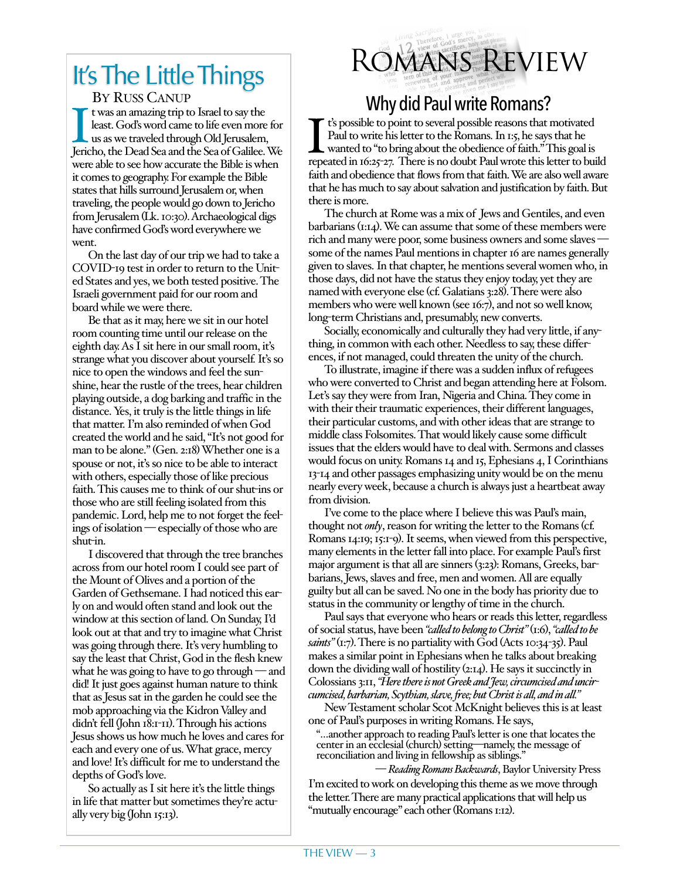# It's The Little Things

By Russ Canup

It was an amazing trip to Israel to say the least. God's word came to life even more for us as we traveled through Old Jerusalem, Jericho, the Dead Sea and the Sea of Galilee. We were able to see how accurate the Bible is when it comes to geography. For example the Bible states that hills surround Jerusalem or, when traveling, the people would go down to Jericho from Jerusalem (Lk. 10:30). Archaeological digs have confirmed God's word everywhere we went.

On the last day of our trip we had to take a COVID-19 test in order to return to the United States and yes, we both tested positive. The Israeli government paid for our room and board while we were there.

Be that as it may, here we sit in our hotel room counting time until our release on the eighth day. As I sit here in our small room, it's strange what you discover about yourself. It's so nice to open the windows and feel the sunshine, hear the rustle of the trees, hear children playing outside, a dog barking and traffic in the distance. Yes, it truly is the little things in life that matter. I'm also reminded of when God created the world and he said, "It's not good for man to be alone." (Gen. 2:18) Whether one is a spouse or not, it's so nice to be able to interact with others, especially those of like precious faith. This causes me to think of our shut-ins or those who are still feeling isolated from this pandemic. Lord, help me to not forget the feelings of isolation — especially of those who are shut-in.

I discovered that through the tree branches across from our hotel room I could see part of the Mount of Olives and a portion of the Garden of Gethsemane. I had noticed this early on and would often stand and look out the window at this section of land. On Sunday, I'd look out at that and try to imagine what Christ was going through there. It's very humbling to say the least that Christ, God in the flesh knew what he was going to have to go through — and did! It just goes against human nature to think that as Jesus sat in the garden he could see the mob approaching via the Kidron Valley and didn't fell (John 18:1-11). Through his actions Jesus shows us how much he loves and cares for each and every one of us. What grace, mercy and love! It's difficult for me to understand the depths of God's love.

So actually as I sit here it's the little things in life that matter but sometimes they're actually very big (John 15:13).

# Romans Review

## Why did Paul write Romans?

It's possible to point to several possible reasons that motivated Paul to write his letter to the Romans. In 1:5, he says that he wanted to "to bring about the obedience of faith." This goal is repeated in 16:25-27. There is no doubt Paul wrote this letter to build faith and obedience that flows from that faith. We are also well aware that he has much to say about salvation and justification by faith. But there is more.

The church at Rome was a mix of Jews and Gentiles, and even barbarians (1:14). We can assume that some of these members were rich and many were poor, some business owners and some slaves — some of the names Paul mentions in chapter 16 are names generally given to slaves. In that chapter, he mentions several women who, in those days, did not have the status they enjoy today, yet they are named with everyone else (cf. Galatians 3:28). There were also members who were well known (see 16:7), and not so well know, long-term Christians and, presumably, new converts.

Socially, economically and culturally they had very little, if anything, in common with each other. Needless to say, these differences, if not managed, could threaten the unity of the church.

To illustrate, imagine if there was a sudden influx of refugees who were converted to Christ and began attending here at Folsom. Let's say they were from Iran, Nigeria and China. They come in with their their traumatic experiences, their different languages, their particular customs, and with other ideas that are strange to middle class Folsomites. That would likely cause some difficult issues that the elders would have to deal with. Sermons and classes would focus on unity. Romans 14 and 15, Ephesians 4, I Corinthians 13-14 and other passages emphasizing unity would be on the menu nearly every week, because a church is always just a heartbeat away from division.

I've come to the place where I believe this was Paul's main, thought not *only*, reason for writing the letter to the Romans (cf. Romans 14:19; 15:1-9). It seems, when viewed from this perspective, many elements in the letter fall into place. For example Paul's first major argument is that all are sinners (3:23): Romans, Greeks, barbarians, Jews, slaves and free, men and women. All are equally guilty but all can be saved. No one in the body has priority due to status in the community or lengthy of time in the church.

Paul says that everyone who hears or reads this letter, regardless of social status, have been *"called to belong to Christ"* (1:6), *"called to be saints"* (1:7). There is no partiality with God (Acts 10:34-35). Paul makes a similar point in Ephesians when he talks about breaking down the dividing wall of hostility (2:14). He says it succinctly in Colossians 3:11, *"Here there is not Greek and Jew, circumcised and uncircumcised, barbarian, Scythian, slave, free; but Christ is all, and in all."*

New Testament scholar Scot McKnight believes this is at least one of Paul's purposes in writing Romans. He says,

> "...another approach to reading Paul's letter is one that locates the center in an ecclesial (church) setting—namely, the message of reconciliation and living in fellowship as siblings."
>
> — *Reading Romans Backwards*, Baylor University Press

I'm excited to work on developing this theme as we move through the letter. There are many practical applications that will help us "mutually encourage" each other (Romans 1:12).